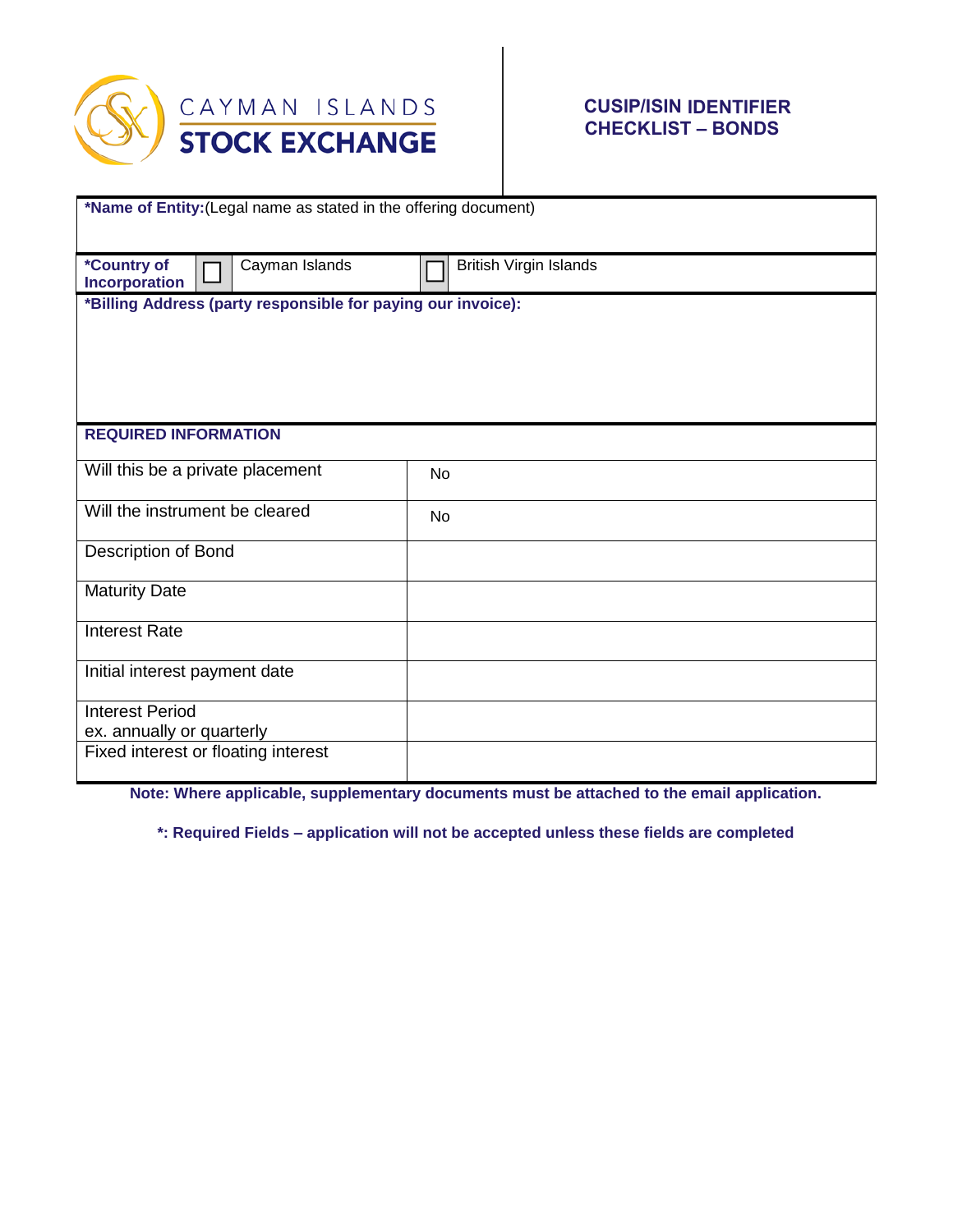CAYMAN ISLANDS
**STOCK EXCHANGE**

## CUSIP/ISIN IDENTIFIER CHECKLIST – BONDS

**\*Name of Entity:**(Legal name as stated in the offering document)

| **\*Country of Incorporation** | ☐ | Cayman Islands | ☐ | British Virgin Islands |
|---|---|---|---|---|

**\*Billing Address (party responsible for paying our invoice):**

| **REQUIRED INFORMATION** | |
|---|---|
| Will this be a private placement | No |
| Will the instrument be cleared | No |
| Description of Bond | |
| Maturity Date | |
| Interest Rate | |
| Initial interest payment date | |
| Interest Period<br>ex. annually or quarterly | |
| Fixed interest or floating interest | |

**Note: Where applicable, supplementary documents must be attached to the email application.**

**\*: Required Fields – application will not be accepted unless these fields are completed**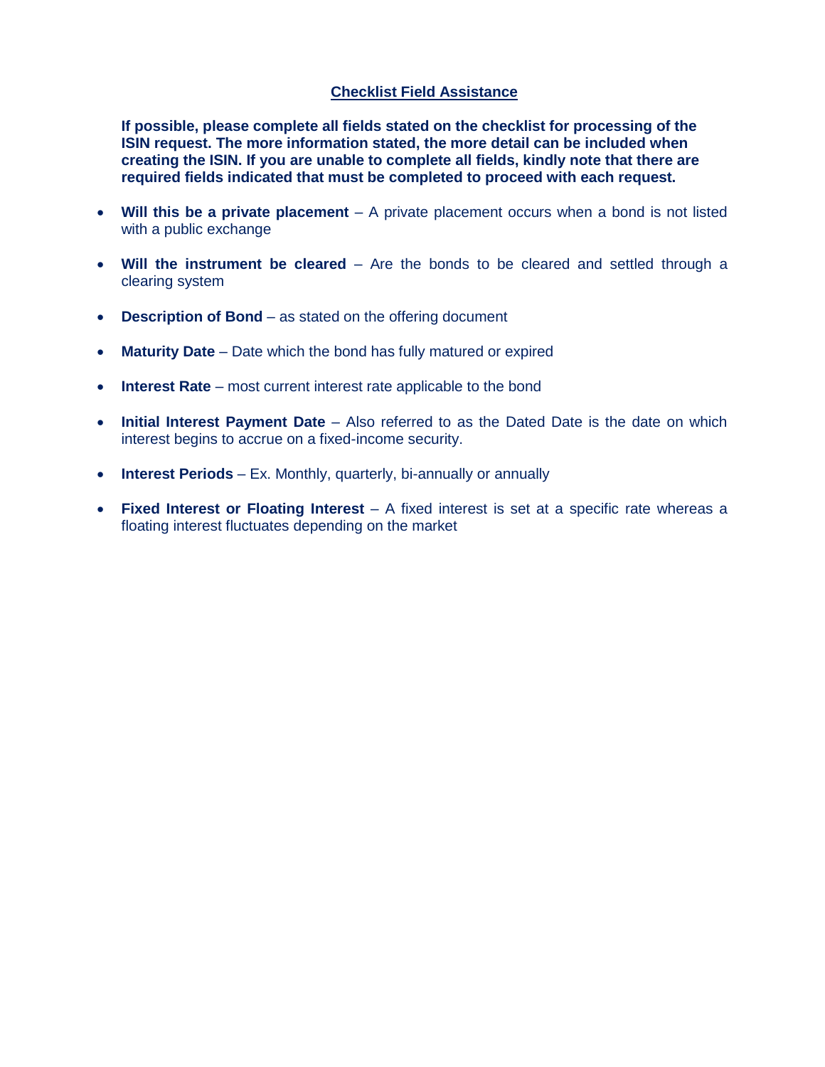## Checklist Field Assistance

**If possible, please complete all fields stated on the checklist for processing of the ISIN request. The more information stated, the more detail can be included when creating the ISIN. If you are unable to complete all fields, kindly note that there are required fields indicated that must be completed to proceed with each request.**

- **Will this be a private placement** – A private placement occurs when a bond is not listed with a public exchange
- **Will the instrument be cleared** – Are the bonds to be cleared and settled through a clearing system
- **Description of Bond** – as stated on the offering document
- **Maturity Date** – Date which the bond has fully matured or expired
- **Interest Rate** – most current interest rate applicable to the bond
- **Initial Interest Payment Date** – Also referred to as the Dated Date is the date on which interest begins to accrue on a fixed-income security.
- **Interest Periods** – Ex. Monthly, quarterly, bi-annually or annually
- **Fixed Interest or Floating Interest** – A fixed interest is set at a specific rate whereas a floating interest fluctuates depending on the market